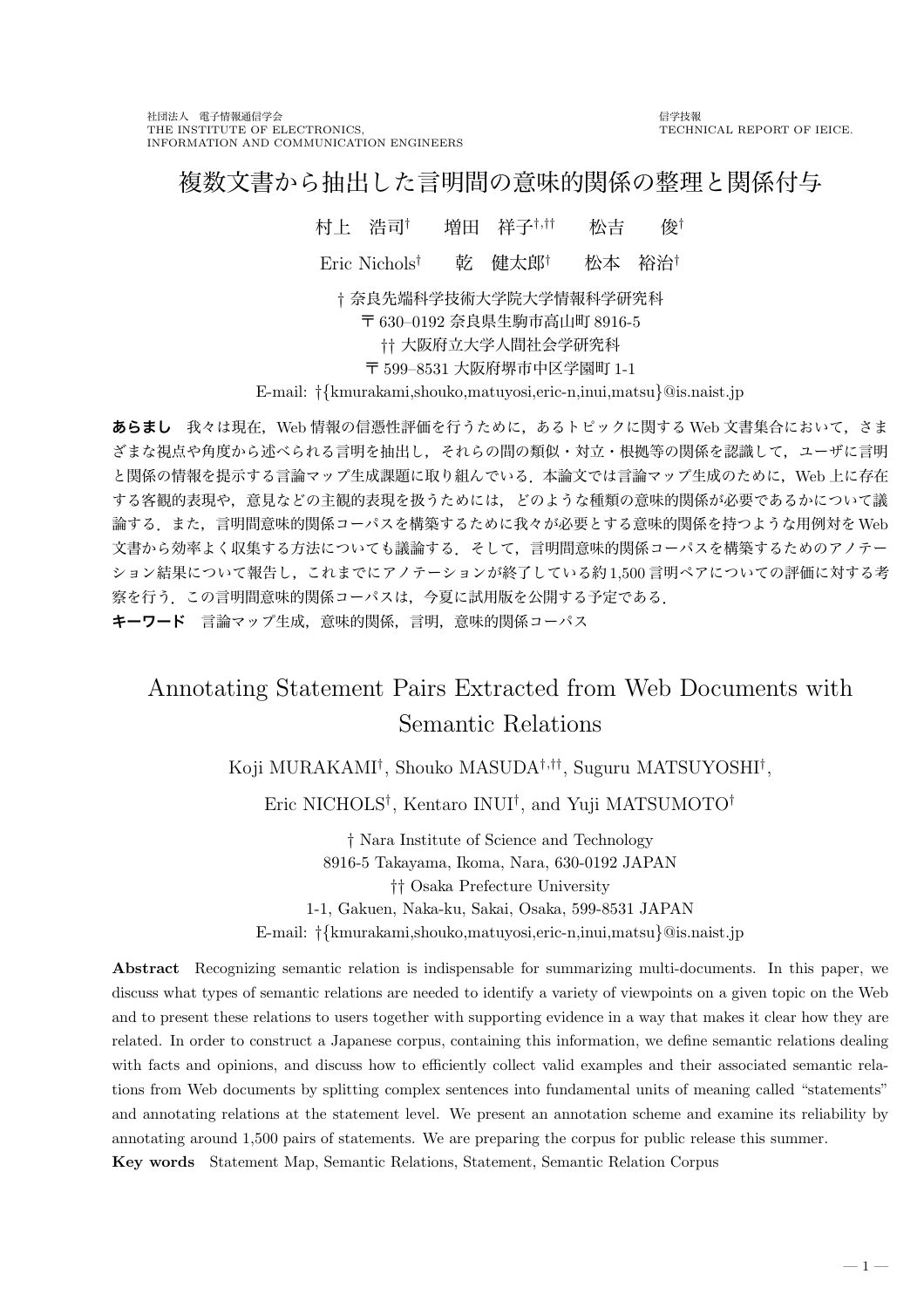社団法人 電子情報通信学会
THE INSTITUTE OF ELECTRONICS,
INFORMATION AND COMMUNICATION ENGINEERS

信学技報
TECHNICAL REPORT OF IEICE.

# 複数文書から抽出した言明間の意味的関係の整理と関係付与

村上 浩司† 増田 祥子†,†† 松吉 俊†

Eric Nichols† 乾 健太郎† 松本 裕治†

† 奈良先端科学技術大学院大学情報科学研究科
〒 630–0192 奈良県生駒市高山町 8916-5
†† 大阪府立大学人間社会学研究科
〒 599–8531 大阪府堺市中区学園町 1-1
E-mail: †{kmurakami,shouko,matuyosi,eric-n,inui,matsu}@is.naist.jp

**あらまし** 我々は現在，Web 情報の信憑性評価を行うために，あるトピックに関する Web 文書集合において，さまざまな視点や角度から述べられる言明を抽出し，それらの間の類似・対立・根拠等の関係を認識して，ユーザに言明と関係の情報を提示する言論マップ生成課題に取り組んでいる．本論文では言論マップ生成のために，Web 上に存在する客観的表現や，意見などの主観的表現を扱うためには，どのような種類の意味的関係が必要であるかについて議論する．また，言明間意味的関係コーパスを構築するために我々が必要とする意味的関係を持つような用例対を Web 文書から効率よく収集する方法についても議論する．そして，言明間意味的関係コーパスを構築するためのアノテーション結果について報告し，これまでにアノテーションが終了している約 1,500 言明ペアについての評価に対する考察を行う．この言明間意味的関係コーパスは，今夏に試用版を公開する予定である．

**キーワード** 言論マップ生成，意味的関係，言明，意味的関係コーパス

# Annotating Statement Pairs Extracted from Web Documents with Semantic Relations

Koji MURAKAMI†, Shouko MASUDA†,††, Suguru MATSUYOSHI†,

Eric NICHOLS†, Kentaro INUI†, and Yuji MATSUMOTO†

† Nara Institute of Science and Technology
8916-5 Takayama, Ikoma, Nara, 630-0192 JAPAN
†† Osaka Prefecture University
1-1, Gakuen, Naka-ku, Sakai, Osaka, 599-8531 JAPAN
E-mail: †{kmurakami,shouko,matuyosi,eric-n,inui,matsu}@is.naist.jp

**Abstract** Recognizing semantic relation is indispensable for summarizing multi-documents. In this paper, we discuss what types of semantic relations are needed to identify a variety of viewpoints on a given topic on the Web and to present these relations to users together with supporting evidence in a way that makes it clear how they are related. In order to construct a Japanese corpus, containing this information, we define semantic relations dealing with facts and opinions, and discuss how to efficiently collect valid examples and their associated semantic relations from Web documents by splitting complex sentences into fundamental units of meaning called "statements" and annotating relations at the statement level. We present an annotation scheme and examine its reliability by annotating around 1,500 pairs of statements. We are preparing the corpus for public release this summer.

**Key words** Statement Map, Semantic Relations, Statement, Semantic Relation Corpus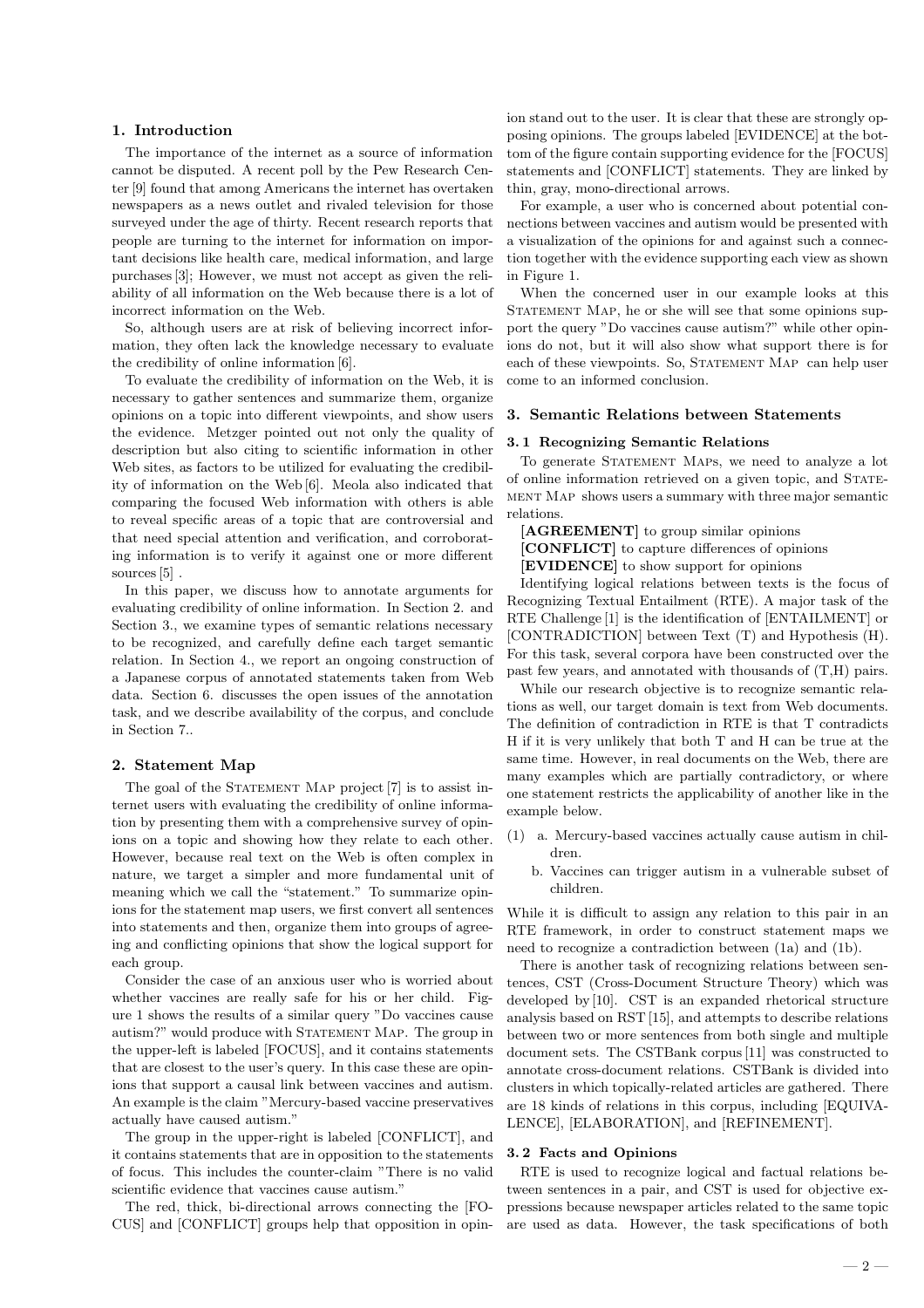## 1. Introduction

The importance of the internet as a source of information cannot be disputed. A recent poll by the Pew Research Center [9] found that among Americans the internet has overtaken newspapers as a news outlet and rivaled television for those surveyed under the age of thirty. Recent research reports that people are turning to the internet for information on important decisions like health care, medical information, and large purchases [3]; However, we must not accept as given the reliability of all information on the Web because there is a lot of incorrect information on the Web.

So, although users are at risk of believing incorrect information, they often lack the knowledge necessary to evaluate the credibility of online information [6].

To evaluate the credibility of information on the Web, it is necessary to gather sentences and summarize them, organize opinions on a topic into different viewpoints, and show users the evidence. Metzger pointed out not only the quality of description but also citing to scientific information in other Web sites, as factors to be utilized for evaluating the credibility of information on the Web [6]. Meola also indicated that comparing the focused Web information with others is able to reveal specific areas of a topic that are controversial and that need special attention and verification, and corroborating information is to verify it against one or more different sources [5] .

In this paper, we discuss how to annotate arguments for evaluating credibility of online information. In Section 2. and Section 3., we examine types of semantic relations necessary to be recognized, and carefully define each target semantic relation. In Section 4., we report an ongoing construction of a Japanese corpus of annotated statements taken from Web data. Section 6. discusses the open issues of the annotation task, and we describe availability of the corpus, and conclude in Section 7..

## 2. Statement Map

The goal of the Statement Map project [7] is to assist internet users with evaluating the credibility of online information by presenting them with a comprehensive survey of opinions on a topic and showing how they relate to each other. However, because real text on the Web is often complex in nature, we target a simpler and more fundamental unit of meaning which we call the "statement." To summarize opinions for the statement map users, we first convert all sentences into statements and then, organize them into groups of agreeing and conflicting opinions that show the logical support for each group.

Consider the case of an anxious user who is worried about whether vaccines are really safe for his or her child. Figure 1 shows the results of a similar query "Do vaccines cause autism?" would produce with Statement Map. The group in the upper-left is labeled [FOCUS], and it contains statements that are closest to the user's query. In this case these are opinions that support a causal link between vaccines and autism. An example is the claim "Mercury-based vaccine preservatives actually have caused autism."

The group in the upper-right is labeled [CONFLICT], and it contains statements that are in opposition to the statements of focus. This includes the counter-claim "There is no valid scientific evidence that vaccines cause autism."

The red, thick, bi-directional arrows connecting the [FOCUS] and [CONFLICT] groups help that opposition in opinion stand out to the user. It is clear that these are strongly opposing opinions. The groups labeled [EVIDENCE] at the bottom of the figure contain supporting evidence for the [FOCUS] statements and [CONFLICT] statements. They are linked by thin, gray, mono-directional arrows.

For example, a user who is concerned about potential connections between vaccines and autism would be presented with a visualization of the opinions for and against such a connection together with the evidence supporting each view as shown in Figure 1.

When the concerned user in our example looks at this Statement Map, he or she will see that some opinions support the query "Do vaccines cause autism?" while other opinions do not, but it will also show what support there is for each of these viewpoints. So, Statement Map can help user come to an informed conclusion.

## 3. Semantic Relations between Statements

### 3.1 Recognizing Semantic Relations

To generate Statement Maps, we need to analyze a lot of online information retrieved on a given topic, and Statement Map shows users a summary with three major semantic relations.

**[AGREEMENT]** to group similar opinions
**[CONFLICT]** to capture differences of opinions
**[EVIDENCE]** to show support for opinions

Identifying logical relations between texts is the focus of Recognizing Textual Entailment (RTE). A major task of the RTE Challenge [1] is the identification of [ENTAILMENT] or [CONTRADICTION] between Text (T) and Hypothesis (H). For this task, several corpora have been constructed over the past few years, and annotated with thousands of (T,H) pairs.

While our research objective is to recognize semantic relations as well, our target domain is text from Web documents. The definition of contradiction in RTE is that T contradicts H if it is very unlikely that both T and H can be true at the same time. However, in real documents on the Web, there are many examples which are partially contradictory, or where one statement restricts the applicability of another like in the example below.

(1) a. Mercury-based vaccines actually cause autism in children.
  b. Vaccines can trigger autism in a vulnerable subset of children.

While it is difficult to assign any relation to this pair in an RTE framework, in order to construct statement maps we need to recognize a contradiction between (1a) and (1b).

There is another task of recognizing relations between sentences, CST (Cross-Document Structure Theory) which was developed by [10]. CST is an expanded rhetorical structure analysis based on RST [15], and attempts to describe relations between two or more sentences from both single and multiple document sets. The CSTBank corpus [11] was constructed to annotate cross-document relations. CSTBank is divided into clusters in which topically-related articles are gathered. There are 18 kinds of relations in this corpus, including [EQUIVALENCE], [ELABORATION], and [REFINEMENT].

### 3.2 Facts and Opinions

RTE is used to recognize logical and factual relations between sentences in a pair, and CST is used for objective expressions because newspaper articles related to the same topic are used as data. However, the task specifications of both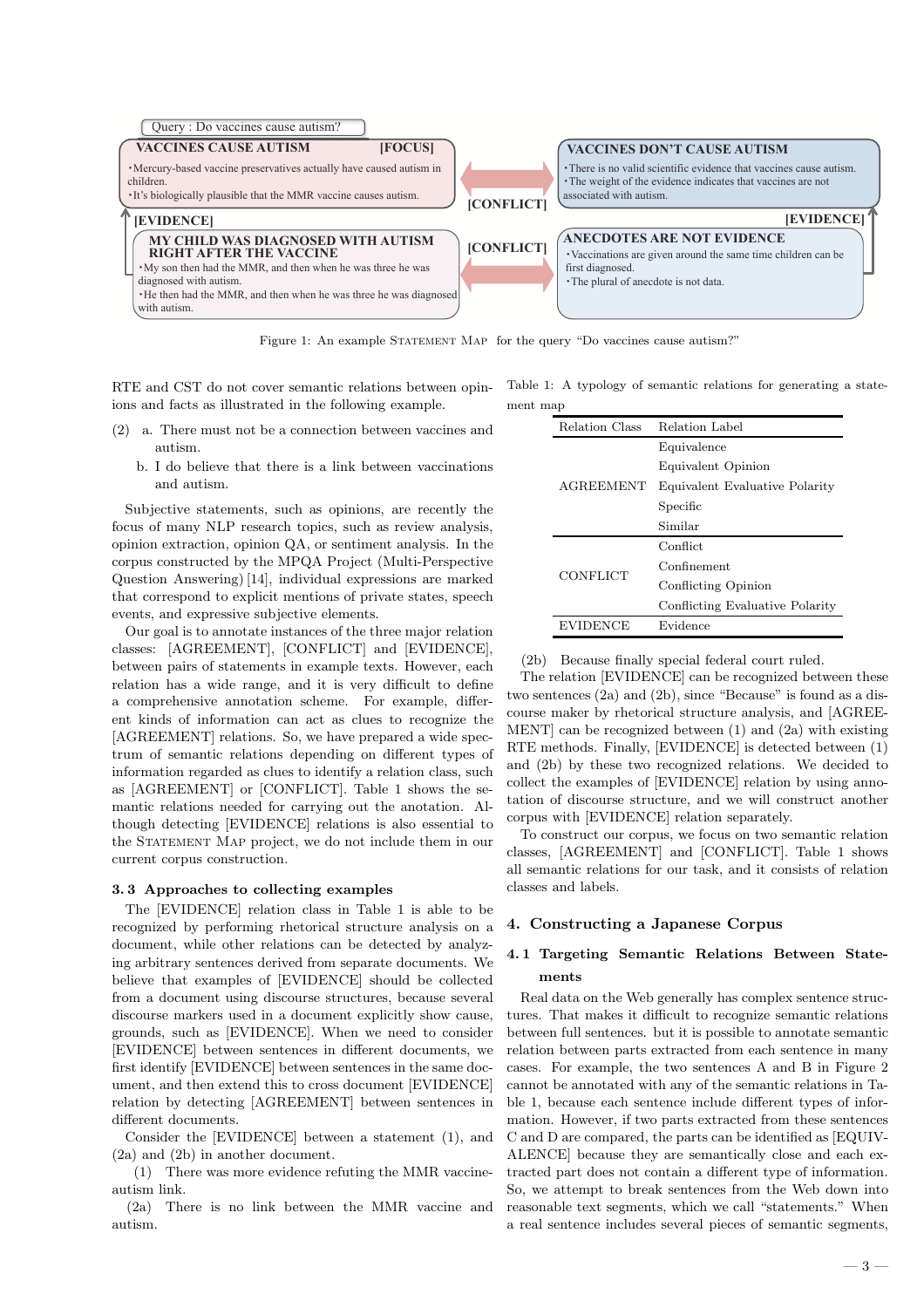Query : Do vaccines cause autism?

**VACCINES CAUSE AUTISM** [FOCUS]
・Mercury-based vaccine preservatives actually have caused autism in children.
・It's biologically plausible that the MMR vaccine causes autism.

[CONFLICT]

**VACCINES DON'T CAUSE AUTISM**
・There is no valid scientific evidence that vaccines cause autism.
・The weight of the evidence indicates that vaccines are not associated with autism.

[EVIDENCE]

**MY CHILD WAS DIAGNOSED WITH AUTISM RIGHT AFTER THE VACCINE**
・My son then had the MMR, and then when he was three he was diagnosed with autism.
・He then had the MMR, and then when he was three he was diagnosed with autism.

[CONFLICT]

[EVIDENCE]

**ANECDOTES ARE NOT EVIDENCE**
・Vaccinations are given around the same time children can be first diagnosed.
・The plural of anecdote is not data.

Figure 1: An example STATEMENT MAP for the query "Do vaccines cause autism?"

RTE and CST do not cover semantic relations between opinions and facts as illustrated in the following example.

(2) a. There must not be a connection between vaccines and autism.
b. I do believe that there is a link between vaccinations and autism.

Subjective statements, such as opinions, are recently the focus of many NLP research topics, such as review analysis, opinion extraction, opinion QA, or sentiment analysis. In the corpus constructed by the MPQA Project (Multi-Perspective Question Answering) [14], individual expressions are marked that correspond to explicit mentions of private states, speech events, and expressive subjective elements.

Our goal is to annotate instances of the three major relation classes: [AGREEMENT], [CONFLICT] and [EVIDENCE], between pairs of statements in example texts. However, each relation has a wide range, and it is very difficult to define a comprehensive annotation scheme. For example, different kinds of information can act as clues to recognize the [AGREEMENT] relations. So, we have prepared a wide spectrum of semantic relations depending on different types of information regarded as clues to identify a relation class, such as [AGREEMENT] or [CONFLICT]. Table 1 shows the semantic relations needed for carrying out the annotation. Although detecting [EVIDENCE] relations is also essential to the STATEMENT MAP project, we do not include them in our current corpus construction.

### 3.3 Approaches to collecting examples

The [EVIDENCE] relation class in Table 1 is able to be recognized by performing rhetorical structure analysis on a document, while other relations can be detected by analyzing arbitrary sentences derived from separate documents. We believe that examples of [EVIDENCE] should be collected from a document using discourse structures, because several discourse markers used in a document explicitly show cause, grounds, such as [EVIDENCE]. When we need to consider [EVIDENCE] between sentences in different documents, we first identify [EVIDENCE] between sentences in the same document, and then extend this to cross document [EVIDENCE] relation by detecting [AGREEMENT] between sentences in different documents.

Consider the [EVIDENCE] between a statement (1), and (2a) and (2b) in another document.

(1) There was more evidence refuting the MMR vaccine-autism link.

(2a) There is no link between the MMR vaccine and autism.

(2b) Because finally special federal court ruled.

The relation [EVIDENCE] can be recognized between these two sentences (2a) and (2b), since "Because" is found as a discourse maker by rhetorical structure analysis, and [AGREEMENT] can be recognized between (1) and (2a) with existing RTE methods. Finally, [EVIDENCE] is detected between (1) and (2b) by these two recognized relations. We decided to collect the examples of [EVIDENCE] relation by using annotation of discourse structure, and we will construct another corpus with [EVIDENCE] relation separately.

To construct our corpus, we focus on two semantic relation classes, [AGREEMENT] and [CONFLICT]. Table 1 shows all semantic relations for our task, and it consists of relation classes and labels.

Table 1: A typology of semantic relations for generating a statement map

| Relation Class | Relation Label |
|---|---|
| AGREEMENT | Equivalence |
| | Equivalent Opinion |
| | Equivalent Evaluative Polarity |
| | Specific |
| | Similar |
| CONFLICT | Conflict |
| | Confinement |
| | Conflicting Opinion |
| | Conflicting Evaluative Polarity |
| EVIDENCE | Evidence |

## 4. Constructing a Japanese Corpus

### 4.1 Targeting Semantic Relations Between Statements

Real data on the Web generally has complex sentence structures. That makes it difficult to recognize semantic relations between full sentences. but it is possible to annotate semantic relation between parts extracted from each sentence in many cases. For example, the two sentences A and B in Figure 2 cannot be annotated with any of the semantic relations in Table 1, because each sentence include different types of information. However, if two parts extracted from these sentences C and D are compared, the parts can be identified as [EQUIVALENCE] because they are semantically close and each extracted part does not contain a different type of information. So, we attempt to break sentences from the Web down into reasonable text segments, which we call "statements." When a real sentence includes several pieces of semantic segments,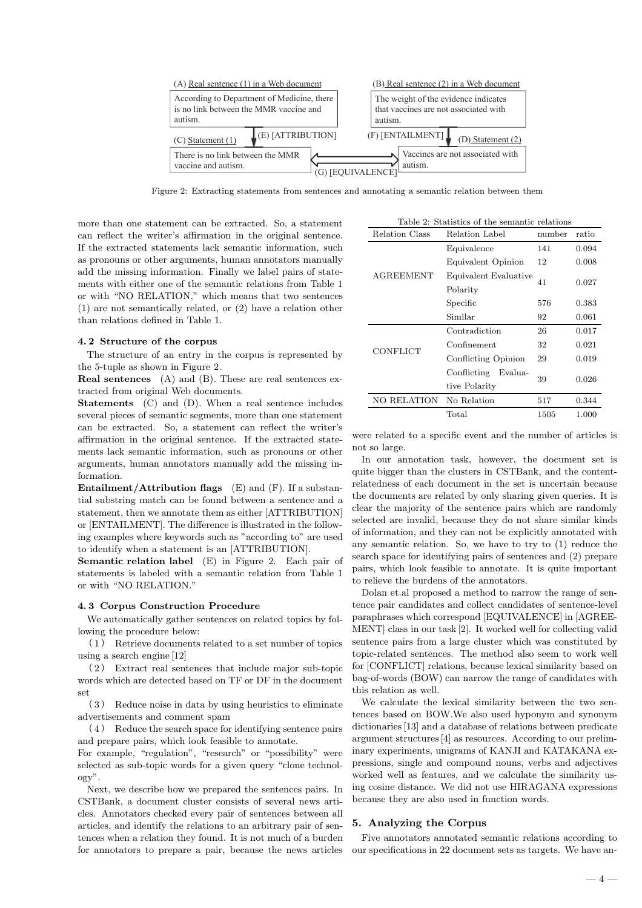(A) Real sentence (1) in a Web document

According to Department of Medicine, there is no link between the MMR vaccine and autism.

(B) Real sentence (2) in a Web document

The weight of the evidence indicates that vaccines are not associated with autism.

(E) [ATTRIBUTION]

(F) [ENTAILMENT]

(C) Statement (1)

There is no link between the MMR vaccine and autism.

(D) Statement (2)

Vaccines are not associated with autism.

(G) [EQUIVALENCE]

Figure 2: Extracting statements from sentences and annotating a semantic relation between them

more than one statement can be extracted. So, a statement can reflect the writer's affirmation in the original sentence. If the extracted statements lack semantic information, such as pronouns or other arguments, human annotators manually add the missing information. Finally we label pairs of statements with either one of the semantic relations from Table 1 or with "NO RELATION," which means that two sentences (1) are not semantically related, or (2) have a relation other than relations defined in Table 1.

### 4. 2 Structure of the corpus

The structure of an entry in the corpus is represented by the 5-tuple as shown in Figure 2.

**Real sentences** (A) and (B). These are real sentences extracted from original Web documents.

**Statements** (C) and (D). When a real sentence includes several pieces of semantic segments, more than one statement can be extracted. So, a statement can reflect the writer's affirmation in the original sentence. If the extracted statements lack semantic information, such as pronouns or other arguments, human annotators manually add the missing information.

**Entailment/Attribution flags** (E) and (F). If a substantial substring match can be found between a sentence and a statement, then we annotate them as either [ATTRIBUTION] or [ENTAILMENT]. The difference is illustrated in the following examples where keywords such as "according to" are used to identify when a statement is an [ATTRIBUTION].

**Semantic relation label** (E) in Figure 2. Each pair of statements is labeled with a semantic relation from Table 1 or with "NO RELATION."

### 4. 3 Corpus Construction Procedure

We automatically gather sentences on related topics by following the procedure below:

（1） Retrieve documents related to a set number of topics using a search engine [12]

（2） Extract real sentences that include major sub-topic words which are detected based on TF or DF in the document set

（3） Reduce noise in data by using heuristics to eliminate advertisements and comment spam

（4） Reduce the search space for identifying sentence pairs and prepare pairs, which look feasible to annotate.

For example, "regulation", "research" or "possibility" were selected as sub-topic words for a given query "clone technology".

Next, we describe how we prepared the sentences pairs. In CSTBank, a document cluster consists of several news articles. Annotators checked every pair of sentences between all articles, and identify the relations to an arbitrary pair of sentences when a relation they found. It is not much of a burden for annotators to prepare a pair, because the news articles were related to a specific event and the number of articles is not so large.

Table 2: Statistics of the semantic relations

| Relation Class | Relation Label | number | ratio |
|---|---|---|---|
| AGREEMENT | Equivalence | 141 | 0.094 |
| | Equivalent Opinion | 12 | 0.008 |
| | Equivalent Evaluative Polarity | 41 | 0.027 |
| | Specific | 576 | 0.383 |
| | Similar | 92 | 0.061 |
| CONFLICT | Contradiction | 26 | 0.017 |
| | Confinement | 32 | 0.021 |
| | Conflicting Opinion | 29 | 0.019 |
| | Conflicting Evaluative Polarity | 39 | 0.026 |
| NO RELATION | No Relation | 517 | 0.344 |
| | Total | 1505 | 1.000 |

In our annotation task, however, the document set is quite bigger than the clusters in CSTBank, and the content-relatedness of each document in the set is uncertain because the documents are related by only sharing given queries. It is clear the majority of the sentence pairs which are randomly selected are invalid, because they do not share similar kinds of information, and they can not be explicitly annotated with any semantic relation. So, we have to try to (1) reduce the search space for identifying pairs of sentences and (2) prepare pairs, which look feasible to annotate. It is quite important to relieve the burdens of the annotators.

Dolan et.al proposed a method to narrow the range of sentence pair candidates and collect candidates of sentence-level paraphrases which correspond [EQUIVALENCE] in [AGREEMENT] class in our task [2]. It worked well for collecting valid sentence pairs from a large cluster which was constituted by topic-related sentences. The method also seem to work well for [CONFLICT] relations, because lexical similarity based on bag-of-words (BOW) can narrow the range of candidates with this relation as well.

We calculate the lexical similarity between the two sentences based on BOW.We also used hyponym and synonym dictionaries [13] and a database of relations between predicate argument structures [4] as resources. According to our preliminary experiments, unigrams of KANJI and KATAKANA expressions, single and compound nouns, verbs and adjectives worked well as features, and we calculate the similarity using cosine distance. We did not use HIRAGANA expressions because they are also used in function words.

## 5. Analyzing the Corpus

Five annotators annotated semantic relations according to our specifications in 22 document sets as targets. We have an-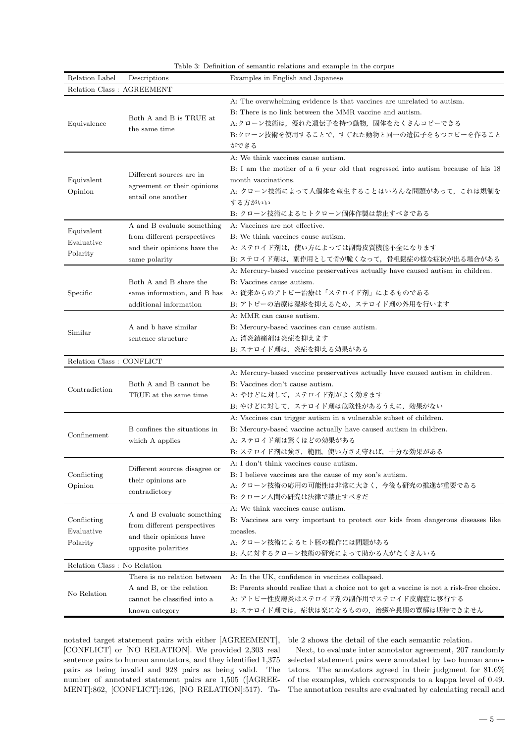Table 3: Definition of semantic relations and example in the corpus

| Relation Label | Descriptions | Examples in English and Japanese |
|---|---|---|
| Relation Class : AGREEMENT | | |
| Equivalence | Both A and B is TRUE at the same time | A: The overwhelming evidence is that vaccines are unrelated to autism.<br>B: There is no link between the MMR vaccine and autism.<br>A:クローン技術は，優れた遺伝子を持つ動物，固体をたくさんコピーできる<br>B:クローン技術を使用することで，すぐれた動物と同一の遺伝子をもつコピーを作ることができる |
| Equivalent Opinion | Different sources are in agreement or their opinions entail one another | A: We think vaccines cause autism.<br>B: I am the mother of a 6 year old that regressed into autism because of his 18 month vaccinations.<br>A: クローン技術によって人個体を産生することはいろんな問題があって，これは規制をする方がいい<br>B: クローン技術によるヒトクローン個体作製は禁止すべきである |
| Equivalent Evaluative Polarity | A and B evaluate something from different perspectives and their opinions have the same polarity | A: Vaccines are not effective.<br>B: We think vaccines cause autism.<br>A: ステロイド剤は，使い方によっては副腎皮質機能不全になります<br>B: ステロイド剤は，副作用として骨が脆くなって，骨粗鬆症の様な症状が出る場合がある |
| Specific | Both A and B share the same information, and B has additional information | A: Mercury-based vaccine preservatives actually have caused autism in children.<br>B: Vaccines cause autism.<br>A: 従来からのアトピー治療は「ステロイド剤」によるものである<br>B: アトピーの治療は湿疹を抑えるため，ステロイド剤の外用を行います |
| Similar | A and b have similar sentence structure | A: MMR can cause autism.<br>B: Mercury-based vaccines can cause autism.<br>A: 消炎鎮痛剤は炎症を抑えます<br>B: ステロイド剤は，炎症を抑える効果がある |
| Relation Class : CONFLICT | | |
| Contradiction | Both A and B cannot be TRUE at the same time | A: Mercury-based vaccine preservatives actually have caused autism in children.<br>B: Vaccines don't cause autism.<br>A: やけどに対して，ステロイド剤がよく効きます<br>B: やけどに対して，ステロイド剤は危険性があるうえに，効果がない |
| Confinement | B confines the situations in which A applies | A: Vaccines can trigger autism in a vulnerable subset of children.<br>B: Mercury-based vaccine actually have caused autism in children.<br>A: ステロイド剤は驚くほどの効果がある<br>B: ステロイド剤は強さ，範囲，使い方さえ守れば，十分な効果がある |
| Conflicting Opinion | Different sources disagree or their opinions are contradictory | A: I don't think vaccines cause autism.<br>B: I believe vaccines are the cause of my son's autism.<br>A: クローン技術の応用の可能性は非常に大きく，今後も研究の推進が重要である<br>B: クローン人間の研究は法律で禁止すべきだ |
| Conflicting Evaluative Polarity | A and B evaluate something from different perspectives and their opinions have opposite polarities | A: We think vaccines cause autism.<br>B: Vaccines are very important to protect our kids from dangerous diseases like measles.<br>A: クローン技術によるヒト胚の操作には問題がある<br>B: 人に対するクローン技術の研究によって助かる人がたくさんいる |
| Relation Class : No Relation | | |
| No Relation | There is no relation between A and B, or the relation cannot be classified into a known category | A: In the UK, confidence in vaccines collapsed.<br>B: Parents should realize that a choice not to get a vaccine is not a risk-free choice.<br>A: アトピー性皮膚炎はステロイド剤の副作用でステロイド皮膚症に移行する<br>B: ステロイド剤では，症状は楽になるものの，治癒や長期の寛解は期待できません |

notated target statement pairs with either [AGREEMENT], [CONFLICT] or [NO RELATION]. We provided 2,303 real sentence pairs to human annotators, and they identified 1,375 pairs as being invalid and 928 pairs as being valid. The number of annotated statement pairs are 1,505 ([AGREEMENT]:862, [CONFLICT]:126, [NO RELATION]:517). Table 2 shows the detail of the each semantic relation.

Next, to evaluate inter annotator agreement, 207 randomly selected statement pairs were annotated by two human annotators. The annotators agreed in their judgment for 81.6% of the examples, which corresponds to a kappa level of 0.49. The annotation results are evaluated by calculating recall and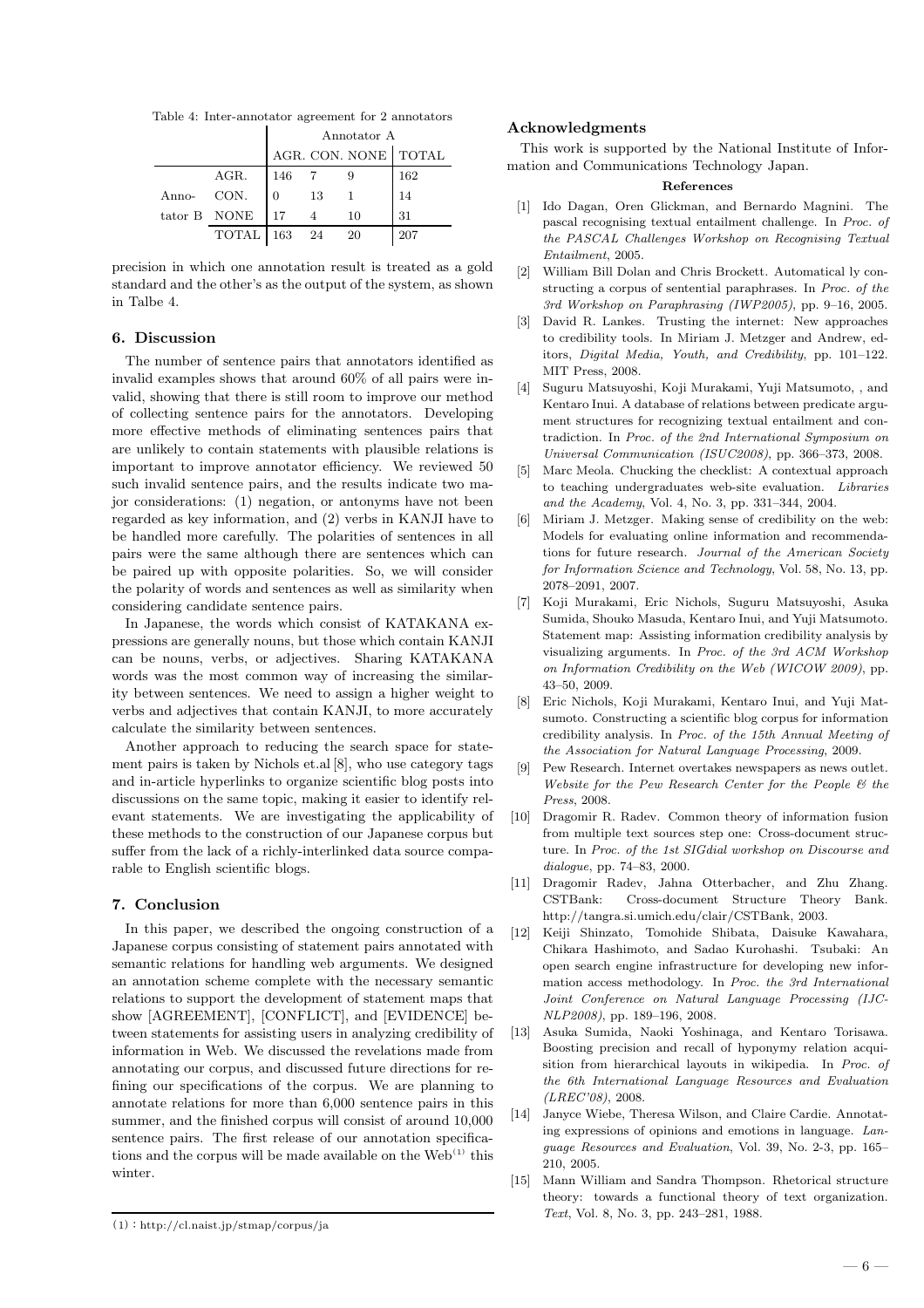Table 4: Inter-annotator agreement for 2 annotators

| | | Annotator A | | | |
|---|---|---|---|---|---|
| | | AGR. | CON. | NONE | TOTAL |
| Annotator B | AGR. | 146 | 7 | 9 | 162 |
| | CON. | 0 | 13 | 1 | 14 |
| | NONE | 17 | 4 | 10 | 31 |
| | TOTAL | 163 | 24 | 20 | 207 |

precision in which one annotation result is treated as a gold standard and the other's as the output of the system, as shown in Talbe 4.

## 6. Discussion

The number of sentence pairs that annotators identified as invalid examples shows that around 60% of all pairs were invalid, showing that there is still room to improve our method of collecting sentence pairs for the annotators. Developing more effective methods of eliminating sentences pairs that are unlikely to contain statements with plausible relations is important to improve annotator efficiency. We reviewed 50 such invalid sentence pairs, and the results indicate two major considerations: (1) negation, or antonyms have not been regarded as key information, and (2) verbs in KANJI have to be handled more carefully. The polarities of sentences in all pairs were the same although there are sentences which can be paired up with opposite polarities. So, we will consider the polarity of words and sentences as well as similarity when considering candidate sentence pairs.

In Japanese, the words which consist of KATAKANA expressions are generally nouns, but those which contain KANJI can be nouns, verbs, or adjectives. Sharing KATAKANA words was the most common way of increasing the similarity between sentences. We need to assign a higher weight to verbs and adjectives that contain KANJI, to more accurately calculate the similarity between sentences.

Another approach to reducing the search space for statement pairs is taken by Nichols et.al [8], who use category tags and in-article hyperlinks to organize scientific blog posts into discussions on the same topic, making it easier to identify relevant statements. We are investigating the applicability of these methods to the construction of our Japanese corpus but suffer from the lack of a richly-interlinked data source comparable to English scientific blogs.

## 7. Conclusion

In this paper, we described the ongoing construction of a Japanese corpus consisting of statement pairs annotated with semantic relations for handling web arguments. We designed an annotation scheme complete with the necessary semantic relations to support the development of statement maps that show [AGREEMENT], [CONFLICT], and [EVIDENCE] between statements for assisting users in analyzing credibility of information in Web. We discussed the revelations made from annotating our corpus, and discussed future directions for refining our specifications of the corpus. We are planning to annotate relations for more than 6,000 sentence pairs in this summer, and the finished corpus will consist of around 10,000 sentence pairs. The first release of our annotation specifications and the corpus will be made available on the Web(1) this winter.

(1) : http://cl.naist.jp/stmap/corpus/ja

## Acknowledgments

This work is supported by the National Institute of Information and Communications Technology Japan.

### References

[1] Ido Dagan, Oren Glickman, and Bernardo Magnini. The pascal recognising textual entailment challenge. In *Proc. of the PASCAL Challenges Workshop on Recognising Textual Entailment*, 2005.

[2] William Bill Dolan and Chris Brockett. Automatical ly constructing a corpus of sentential paraphrases. In *Proc. of the 3rd Workshop on Paraphrasing (IWP2005)*, pp. 9–16, 2005.

[3] David R. Lankes. Trusting the internet: New approaches to credibility tools. In Miriam J. Metzger and Andrew, editors, *Digital Media, Youth, and Credibility*, pp. 101–122. MIT Press, 2008.

[4] Suguru Matsuyoshi, Koji Murakami, Yuji Matsumoto, , and Kentaro Inui. A database of relations between predicate argument structures for recognizing textual entailment and contradiction. In *Proc. of the 2nd International Symposium on Universal Communication (ISUC2008)*, pp. 366–373, 2008.

[5] Marc Meola. Chucking the checklist: A contextual approach to teaching undergraduates web-site evaluation. *Libraries and the Academy*, Vol. 4, No. 3, pp. 331–344, 2004.

[6] Miriam J. Metzger. Making sense of credibility on the web: Models for evaluating online information and recommendations for future research. *Journal of the American Society for Information Science and Technology*, Vol. 58, No. 13, pp. 2078–2091, 2007.

[7] Koji Murakami, Eric Nichols, Suguru Matsuyoshi, Asuka Sumida, Shouko Masuda, Kentaro Inui, and Yuji Matsumoto. Statement map: Assisting information credibility analysis by visualizing arguments. In *Proc. of the 3rd ACM Workshop on Information Credibility on the Web (WICOW 2009)*, pp. 43–50, 2009.

[8] Eric Nichols, Koji Murakami, Kentaro Inui, and Yuji Matsumoto. Constructing a scientific blog corpus for information credibility analysis. In *Proc. of the 15th Annual Meeting of the Association for Natural Language Processing*, 2009.

[9] Pew Research. Internet overtakes newspapers as news outlet. *Website for the Pew Research Center for the People & the Press*, 2008.

[10] Dragomir R. Radev. Common theory of information fusion from multiple text sources step one: Cross-document structure. In *Proc. of the 1st SIGdial workshop on Discourse and dialogue*, pp. 74–83, 2000.

[11] Dragomir Radev, Jahna Otterbacher, and Zhu Zhang. CSTBank: Cross-document Structure Theory Bank. http://tangra.si.umich.edu/clair/CSTBank, 2003.

[12] Keiji Shinzato, Tomohide Shibata, Daisuke Kawahara, Chikara Hashimoto, and Sadao Kurohashi. Tsubaki: An open search engine infrastructure for developing new information access methodology. In *Proc. the 3rd International Joint Conference on Natural Language Processing (IJCNLP2008)*, pp. 189–196, 2008.

[13] Asuka Sumida, Naoki Yoshinaga, and Kentaro Torisawa. Boosting precision and recall of hyponymy relation acquisition from hierarchical layouts in wikipedia. In *Proc. of the 6th International Language Resources and Evaluation (LREC'08)*, 2008.

[14] Janyce Wiebe, Theresa Wilson, and Claire Cardie. Annotating expressions of opinions and emotions in language. *Language Resources and Evaluation*, Vol. 39, No. 2-3, pp. 165–210, 2005.

[15] Mann William and Sandra Thompson. Rhetorical structure theory: towards a functional theory of text organization. *Text*, Vol. 8, No. 3, pp. 243–281, 1988.